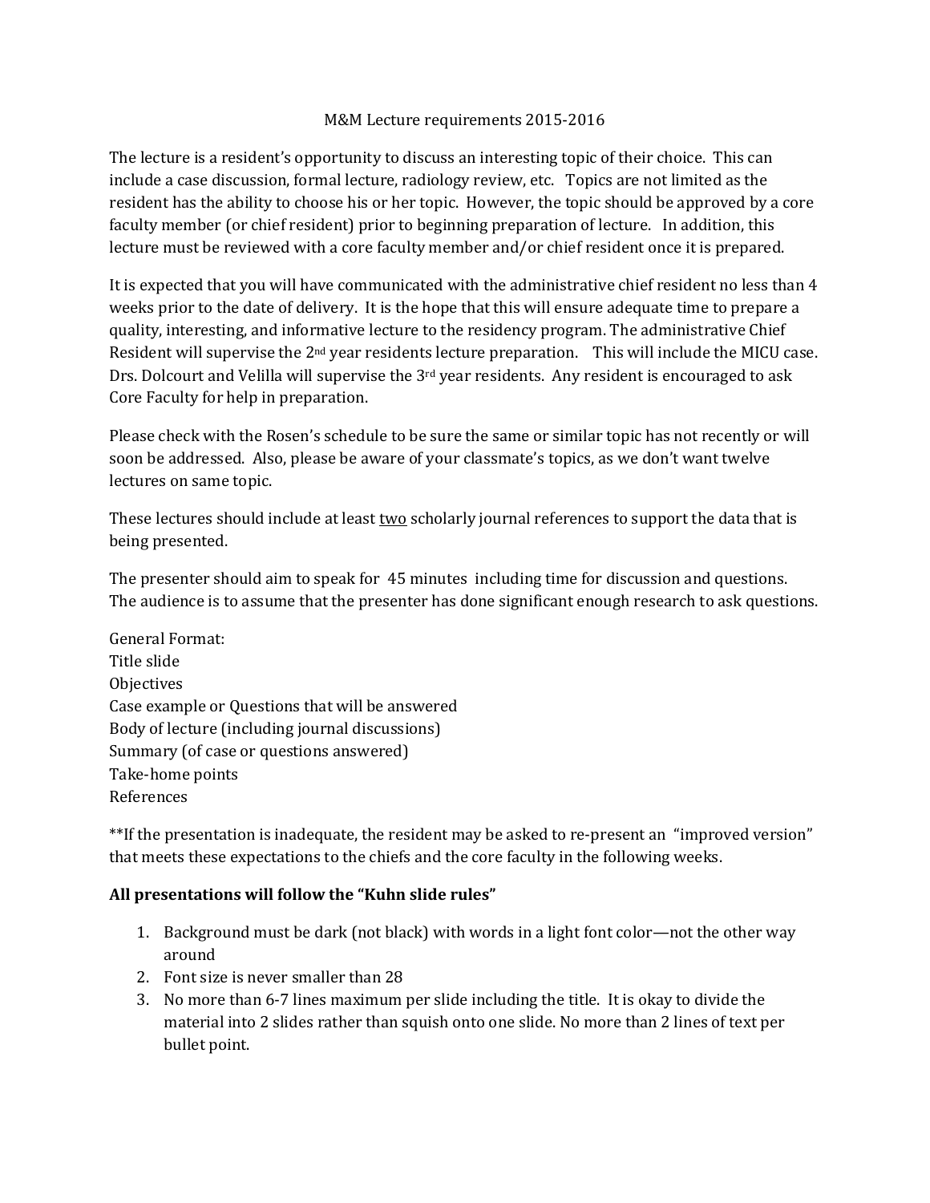# M&M Lecture requirements 2015-2016

The lecture is a resident's opportunity to discuss an interesting topic of their choice. This can include a case discussion, formal lecture, radiology review, etc. Topics are not limited as the resident has the ability to choose his or her topic. However, the topic should be approved by a core faculty member (or chief resident) prior to beginning preparation of lecture. In addition, this lecture must be reviewed with a core faculty member and/or chief resident once it is prepared.

It is expected that you will have communicated with the administrative chief resident no less than 4 weeks prior to the date of delivery. It is the hope that this will ensure adequate time to prepare a quality, interesting, and informative lecture to the residency program. The administrative Chief Resident will supervise the 2nd year residents lecture preparation. This will include the MICU case. Drs. Dolcourt and Velilla will supervise the 3rd year residents. Any resident is encouraged to ask Core Faculty for help in preparation.

Please check with the Rosen's schedule to be sure the same or similar topic has not recently or will soon be addressed. Also, please be aware of your classmate's topics, as we don't want twelve lectures on same topic.

These lectures should include at least <u>two</u> scholarly journal references to support the data that is being presented.

The presenter should aim to speak for 45 minutes including time for discussion and questions. The audience is to assume that the presenter has done significant enough research to ask questions.

General Format:
Title slide
Objectives
Case example or Questions that will be answered
Body of lecture (including journal discussions)
Summary (of case or questions answered)
Take-home points
References

**If the presentation is inadequate, the resident may be asked to re-present an "improved version" that meets these expectations to the chiefs and the core faculty in the following weeks.

**All presentations will follow the "Kuhn slide rules"**

1. Background must be dark (not black) with words in a light font color—not the other way around
2. Font size is never smaller than 28
3. No more than 6-7 lines maximum per slide including the title. It is okay to divide the material into 2 slides rather than squish onto one slide. No more than 2 lines of text per bullet point.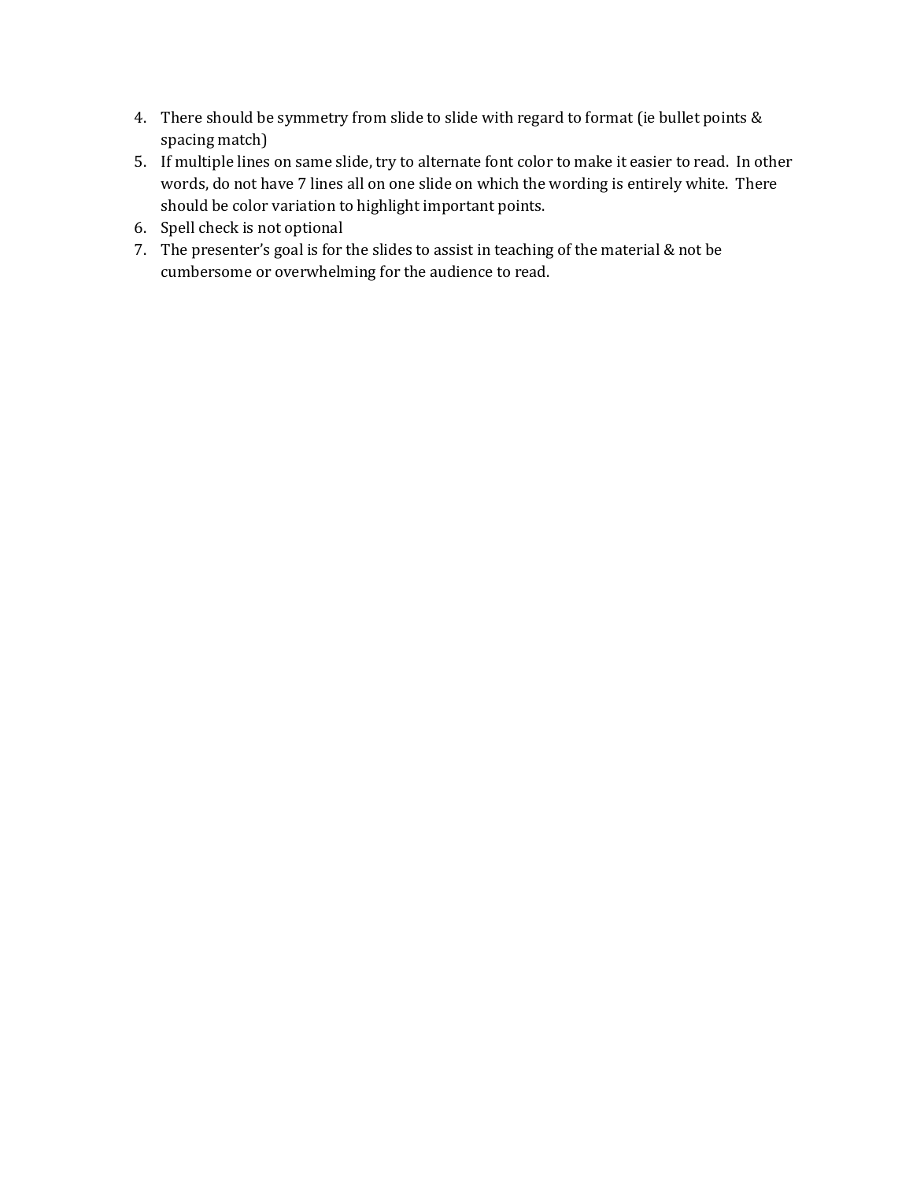4. There should be symmetry from slide to slide with regard to format (ie bullet points & spacing match)
5. If multiple lines on same slide, try to alternate font color to make it easier to read. In other words, do not have 7 lines all on one slide on which the wording is entirely white. There should be color variation to highlight important points.
6. Spell check is not optional
7. The presenter's goal is for the slides to assist in teaching of the material & not be cumbersome or overwhelming for the audience to read.